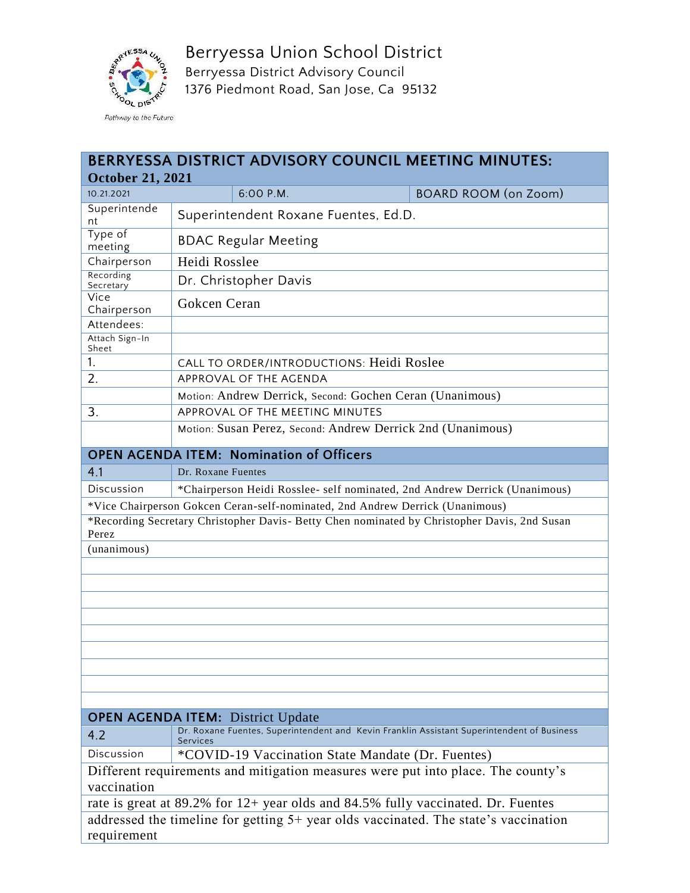# Berryessa Union School District

Berryessa District Advisory Council
1376 Piedmont Road, San Jose, Ca 95132

*Pathway to the Future*

## BERRYESSA DISTRICT ADVISORY COUNCIL MEETING MINUTES: October 21, 2021

| 10.21.2021 | 6:00 P.M. | BOARD ROOM (on Zoom) |
|---|---|---|

| | |
|---|---|
| Superintendent | Superintendent Roxane Fuentes, Ed.D. |
| Type of meeting | BDAC Regular Meeting |
| Chairperson | Heidi Rosslee |
| Recording Secretary | Dr. Christopher Davis |
| Vice Chairperson | Gokcen Ceran |
| Attendees: | |
| Attach Sign-In Sheet | |
| 1. | CALL TO ORDER/INTRODUCTIONS: Heidi Roslee |
| 2. | APPROVAL OF THE AGENDA |
| | Motion: Andrew Derrick, Second: Gochen Ceran (Unanimous) |
| 3. | APPROVAL OF THE MEETING MINUTES |
| | Motion: Susan Perez, Second: Andrew Derrick 2nd (Unanimous) |

### OPEN AGENDA ITEM: Nomination of Officers

| | |
|---|---|
| 4.1 | Dr. Roxane Fuentes |
| Discussion | *Chairperson Heidi Rosslee- self nominated, 2nd Andrew Derrick (Unanimous) |

*Vice Chairperson Gokcen Ceran-self-nominated, 2nd Andrew Derrick (Unanimous)

*Recording Secretary Christopher Davis- Betty Chen nominated by Christopher Davis, 2nd Susan Perez (unanimous)

### OPEN AGENDA ITEM: District Update

| | |
|---|---|
| 4.2 | Dr. Roxane Fuentes, Superintendent and Kevin Franklin Assistant Superintendent of Business Services |
| Discussion | *COVID-19 Vaccination State Mandate (Dr. Fuentes) |

Different requirements and mitigation measures were put into place. The county's vaccination rate is great at 89.2% for 12+ year olds and 84.5% fully vaccinated. Dr. Fuentes addressed the timeline for getting 5+ year olds vaccinated. The state's vaccination requirement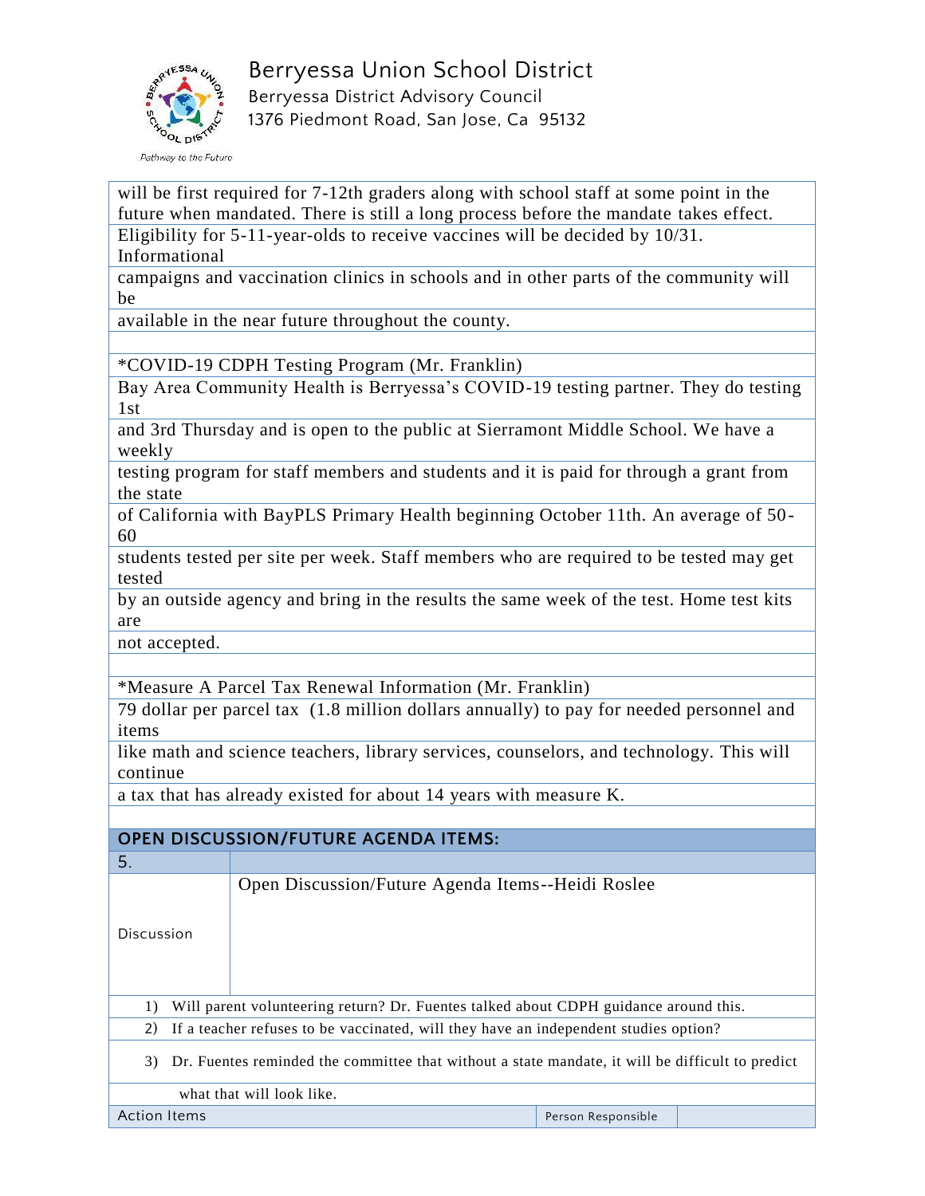will be first required for 7-12th graders along with school staff at some point in the future when mandated. There is still a long process before the mandate takes effect. Eligibility for 5-11-year-olds to receive vaccines will be decided by 10/31. Informational campaigns and vaccination clinics in schools and in other parts of the community will be available in the near future throughout the county.

*COVID-19 CDPH Testing Program (Mr. Franklin)

Bay Area Community Health is Berryessa's COVID-19 testing partner. They do testing 1st and 3rd Thursday and is open to the public at Sierramont Middle School. We have a weekly testing program for staff members and students and it is paid for through a grant from the state of California with BayPLS Primary Health beginning October 11th. An average of 50-60 students tested per site per week. Staff members who are required to be tested may get tested by an outside agency and bring in the results the same week of the test. Home test kits are not accepted.

*Measure A Parcel Tax Renewal Information (Mr. Franklin)

79 dollar per parcel tax (1.8 million dollars annually) to pay for needed personnel and items like math and science teachers, library services, counselors, and technology. This will continue a tax that has already existed for about 14 years with measure K.

## OPEN DISCUSSION/FUTURE AGENDA ITEMS:

| 5. | |
| --- | --- |
| Discussion | Open Discussion/Future Agenda Items--Heidi Roslee |

1) Will parent volunteering return? Dr. Fuentes talked about CDPH guidance around this.
2) If a teacher refuses to be vaccinated, will they have an independent studies option?
3) Dr. Fuentes reminded the committee that without a state mandate, it will be difficult to predict what that will look like.

| Action Items | Person Responsible | |
| --- | --- | --- |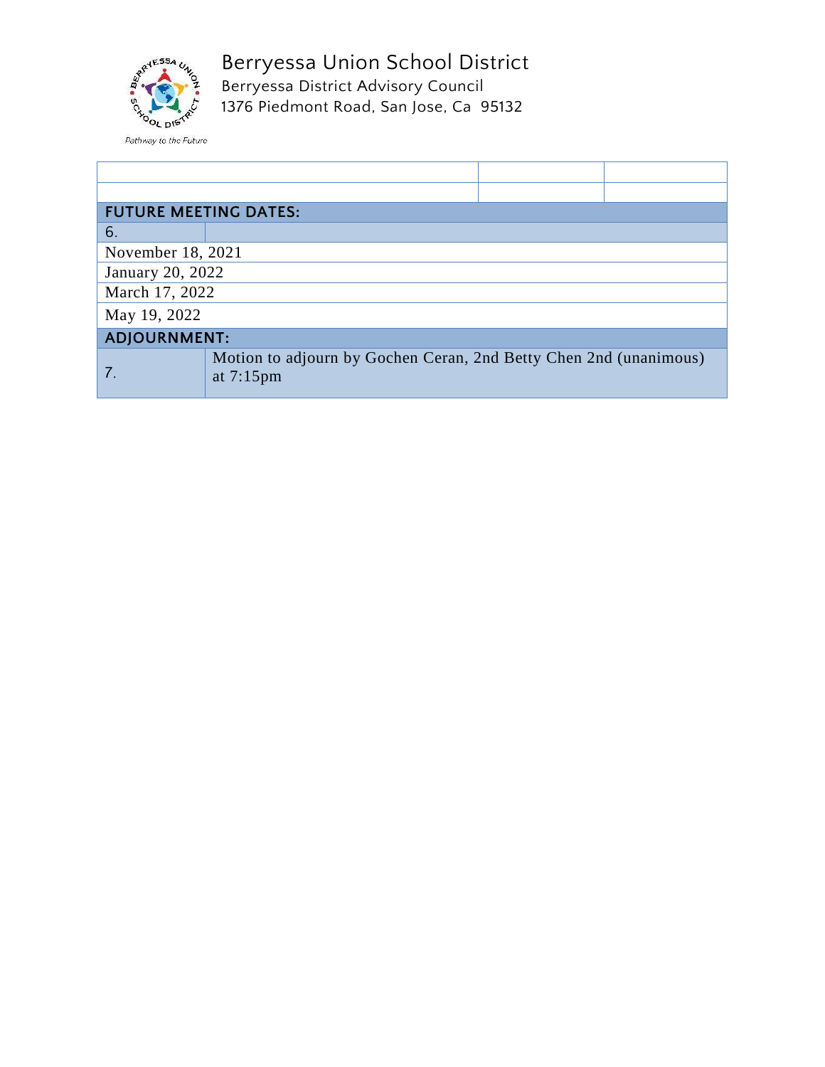Berryessa Union School District

Berryessa District Advisory Council

1376 Piedmont Road, San Jose, Ca  95132

Pathway to the Future

| | | |
|---|---|---|
| | | |
| | | |

| | |
|---|---|
| **FUTURE MEETING DATES:** | |
| 6. | |
| November 18, 2021 | |
| January 20, 2022 | |
| March 17, 2022 | |
| May 19, 2022 | |
| **ADJOURNMENT:** | |
| 7. | Motion to adjourn by Gochen Ceran, 2nd Betty Chen 2nd (unanimous) at 7:15pm |